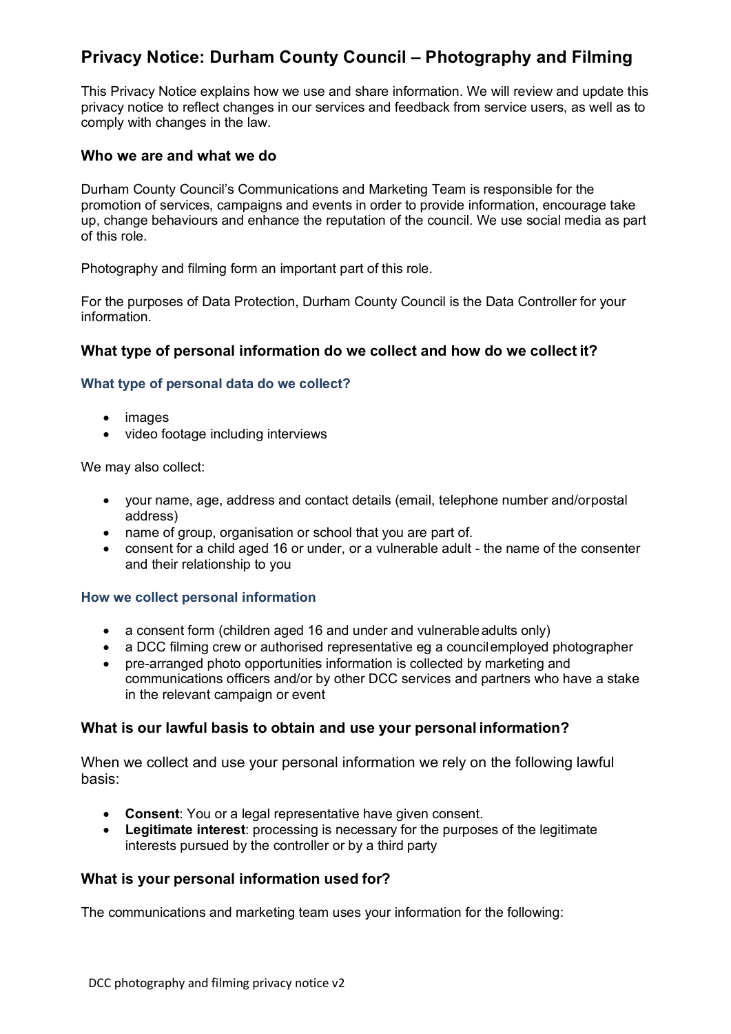# Privacy Notice: Durham County Council – Photography and Filming

This Privacy Notice explains how we use and share information. We will review and update this privacy notice to reflect changes in our services and feedback from service users, as well as to comply with changes in the law.

## Who we are and what we do

Durham County Council's Communications and Marketing Team is responsible for the promotion of services, campaigns and events in order to provide information, encourage take up, change behaviours and enhance the reputation of the council. We use social media as part of this role.

Photography and filming form an important part of this role.

For the purposes of Data Protection, Durham County Council is the Data Controller for your information.

## What type of personal information do we collect and how do we collect it?

### What type of personal data do we collect?

- images
- video footage including interviews

We may also collect:

- your name, age, address and contact details (email, telephone number and/or postal address)
- name of group, organisation or school that you are part of.
- consent for a child aged 16 or under, or a vulnerable adult - the name of the consenter and their relationship to you

### How we collect personal information

- a consent form (children aged 16 and under and vulnerable adults only)
- a DCC filming crew or authorised representative eg a council employed photographer
- pre-arranged photo opportunities information is collected by marketing and communications officers and/or by other DCC services and partners who have a stake in the relevant campaign or event

## What is our lawful basis to obtain and use your personal information?

When we collect and use your personal information we rely on the following lawful basis:

- **Consent**: You or a legal representative have given consent.
- **Legitimate interest**: processing is necessary for the purposes of the legitimate interests pursued by the controller or by a third party

## What is your personal information used for?

The communications and marketing team uses your information for the following: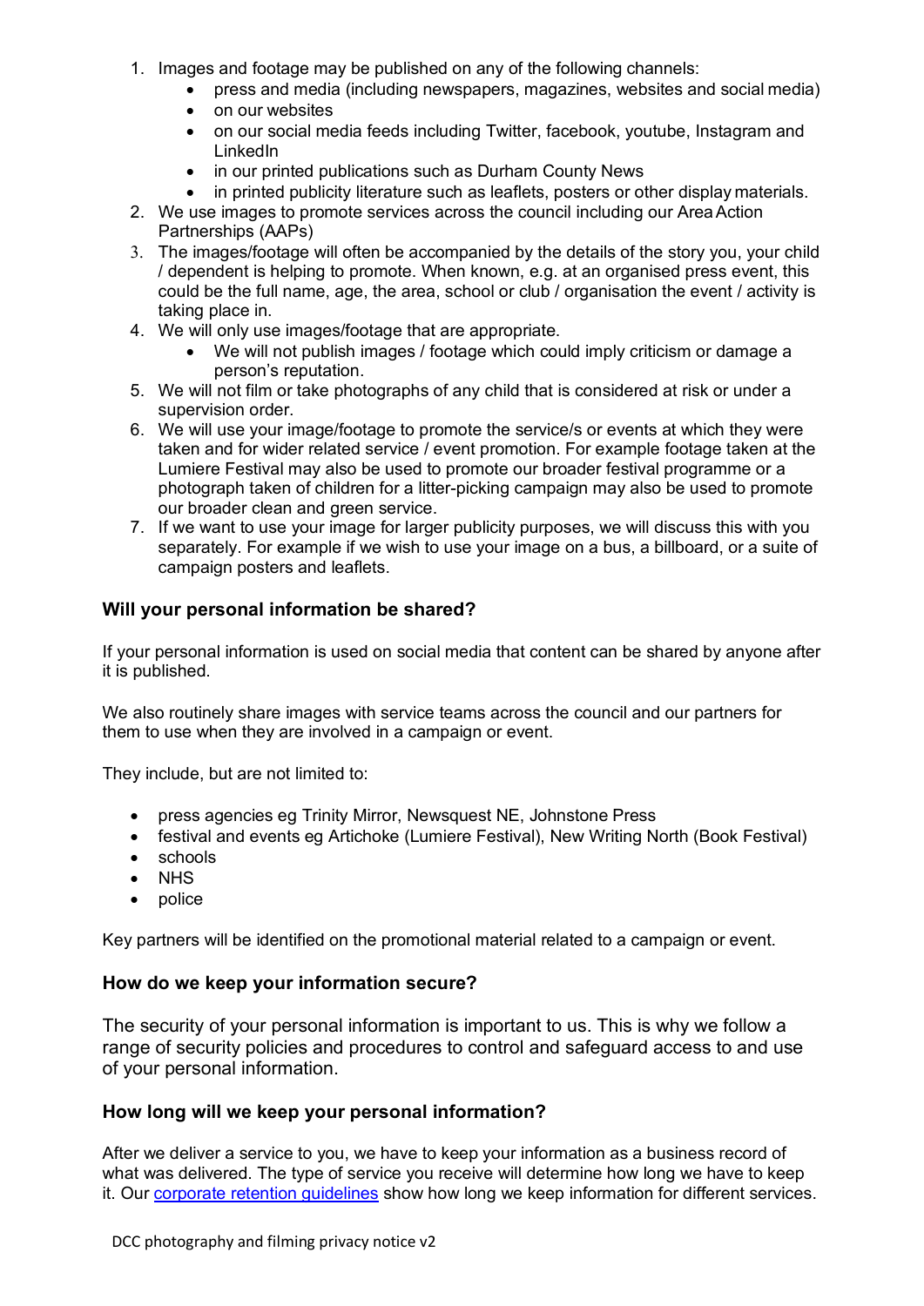1. Images and footage may be published on any of the following channels:
    - press and media (including newspapers, magazines, websites and social media)
    - on our websites
    - on our social media feeds including Twitter, facebook, youtube, Instagram and LinkedIn
    - in our printed publications such as Durham County News
    - in printed publicity literature such as leaflets, posters or other display materials.
2. We use images to promote services across the council including our Area Action Partnerships (AAPs)
3. The images/footage will often be accompanied by the details of the story you, your child / dependent is helping to promote. When known, e.g. at an organised press event, this could be the full name, age, the area, school or club / organisation the event / activity is taking place in.
4. We will only use images/footage that are appropriate.
    - We will not publish images / footage which could imply criticism or damage a person's reputation.
5. We will not film or take photographs of any child that is considered at risk or under a supervision order.
6. We will use your image/footage to promote the service/s or events at which they were taken and for wider related service / event promotion. For example footage taken at the Lumiere Festival may also be used to promote our broader festival programme or a photograph taken of children for a litter-picking campaign may also be used to promote our broader clean and green service.
7. If we want to use your image for larger publicity purposes, we will discuss this with you separately. For example if we wish to use your image on a bus, a billboard, or a suite of campaign posters and leaflets.

### Will your personal information be shared?

If your personal information is used on social media that content can be shared by anyone after it is published.

We also routinely share images with service teams across the council and our partners for them to use when they are involved in a campaign or event.

They include, but are not limited to:

- press agencies eg Trinity Mirror, Newsquest NE, Johnstone Press
- festival and events eg Artichoke (Lumiere Festival), New Writing North (Book Festival)
- schools
- NHS
- police

Key partners will be identified on the promotional material related to a campaign or event.

### How do we keep your information secure?

The security of your personal information is important to us. This is why we follow a range of security policies and procedures to control and safeguard access to and use of your personal information.

### How long will we keep your personal information?

After we deliver a service to you, we have to keep your information as a business record of what was delivered. The type of service you receive will determine how long we have to keep it. Our corporate retention guidelines show how long we keep information for different services.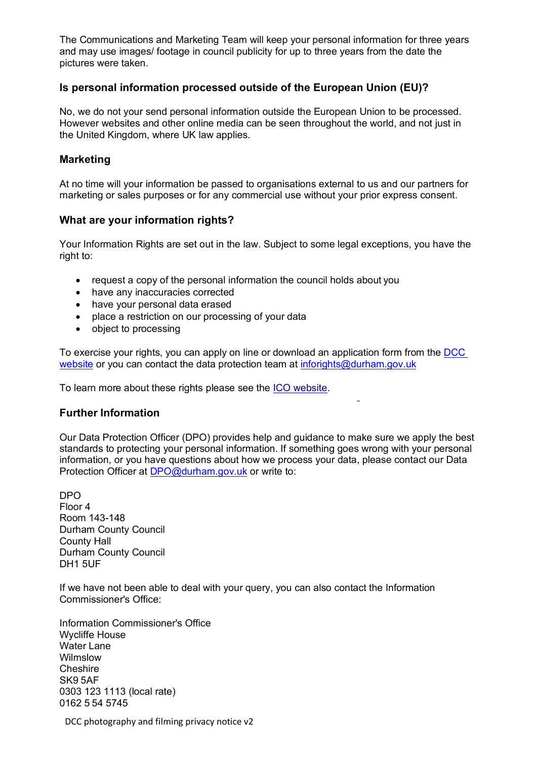The Communications and Marketing Team will keep your personal information for three years and may use images/ footage in council publicity for up to three years from the date the pictures were taken.

### Is personal information processed outside of the European Union (EU)?

No, we do not your send personal information outside the European Union to be processed. However websites and other online media can be seen throughout the world, and not just in the United Kingdom, where UK law applies.

### Marketing

At no time will your information be passed to organisations external to us and our partners for marketing or sales purposes or for any commercial use without your prior express consent.

### What are your information rights?

Your Information Rights are set out in the law. Subject to some legal exceptions, you have the right to:

- request a copy of the personal information the council holds about you
- have any inaccuracies corrected
- have your personal data erased
- place a restriction on our processing of your data
- object to processing

To exercise your rights, you can apply on line or download an application form from the DCC website or you can contact the data protection team at inforights@durham.gov.uk

To learn more about these rights please see the ICO website.

### Further Information

Our Data Protection Officer (DPO) provides help and guidance to make sure we apply the best standards to protecting your personal information. If something goes wrong with your personal information, or you have questions about how we process your data, please contact our Data Protection Officer at DPO@durham.gov.uk or write to:

DPO
Floor 4
Room 143-148
Durham County Council
County Hall
Durham County Council
DH1 5UF

If we have not been able to deal with your query, you can also contact the Information Commissioner's Office:

Information Commissioner's Office
Wycliffe House
Water Lane
Wilmslow
Cheshire
SK9 5AF
0303 123 1113 (local rate)
0162 5 54 5745

DCC photography and filming privacy notice v2